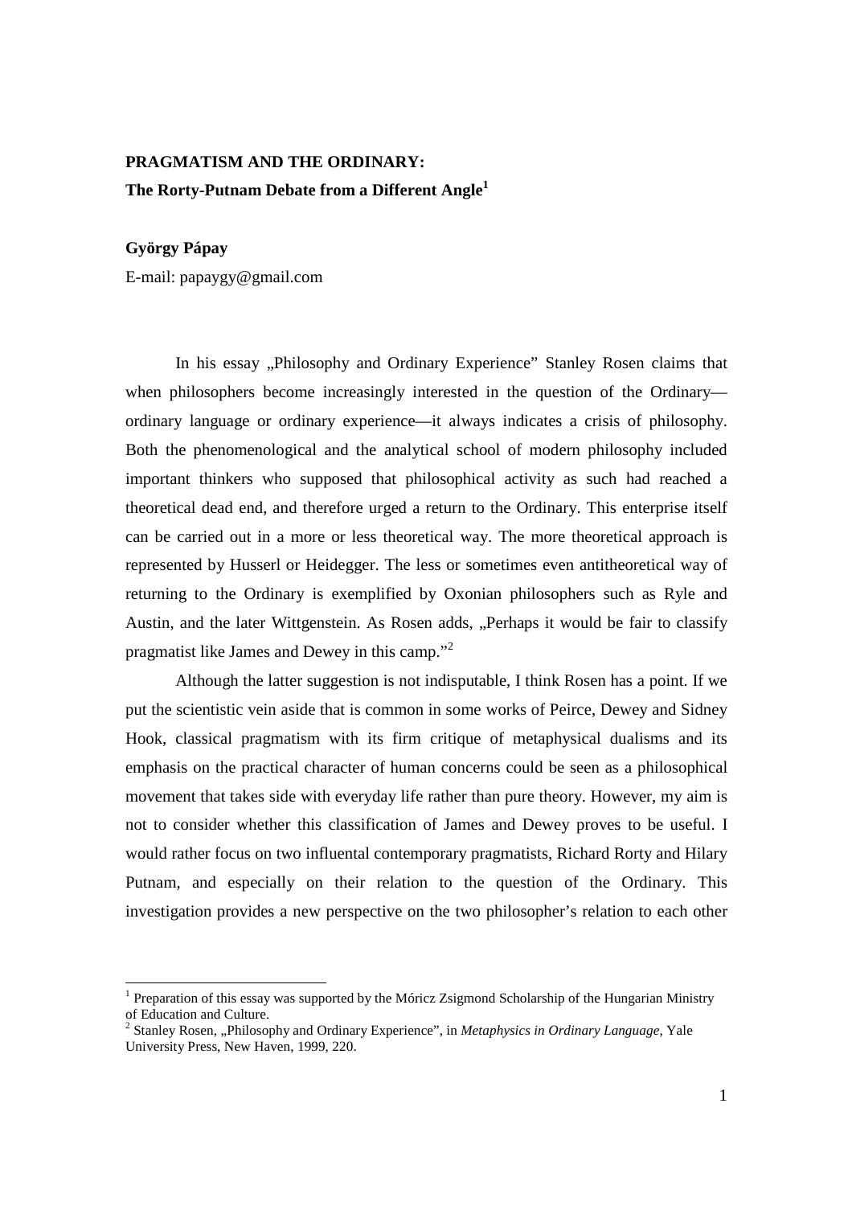**PRAGMATISM AND THE ORDINARY:**
**The Rorty-Putnam Debate from a Different Angle**[1]

**György Pápay**

E-mail: papaygy@gmail.com

In his essay „Philosophy and Ordinary Experience" Stanley Rosen claims that when philosophers become increasingly interested in the question of the Ordinary—ordinary language or ordinary experience—it always indicates a crisis of philosophy. Both the phenomenological and the analytical school of modern philosophy included important thinkers who supposed that philosophical activity as such had reached a theoretical dead end, and therefore urged a return to the Ordinary. This enterprise itself can be carried out in a more or less theoretical way. The more theoretical approach is represented by Husserl or Heidegger. The less or sometimes even antitheoretical way of returning to the Ordinary is exemplified by Oxonian philosophers such as Ryle and Austin, and the later Wittgenstein. As Rosen adds, „Perhaps it would be fair to classify pragmatist like James and Dewey in this camp."[2]

Although the latter suggestion is not indisputable, I think Rosen has a point. If we put the scientistic vein aside that is common in some works of Peirce, Dewey and Sidney Hook, classical pragmatism with its firm critique of metaphysical dualisms and its emphasis on the practical character of human concerns could be seen as a philosophical movement that takes side with everyday life rather than pure theory. However, my aim is not to consider whether this classification of James and Dewey proves to be useful. I would rather focus on two influental contemporary pragmatists, Richard Rorty and Hilary Putnam, and especially on their relation to the question of the Ordinary. This investigation provides a new perspective on the two philosopher's relation to each other

---

[1] Preparation of this essay was supported by the Móricz Zsigmond Scholarship of the Hungarian Ministry of Education and Culture.

[2] Stanley Rosen, „Philosophy and Ordinary Experience", in *Metaphysics in Ordinary Language*, Yale University Press, New Haven, 1999, 220.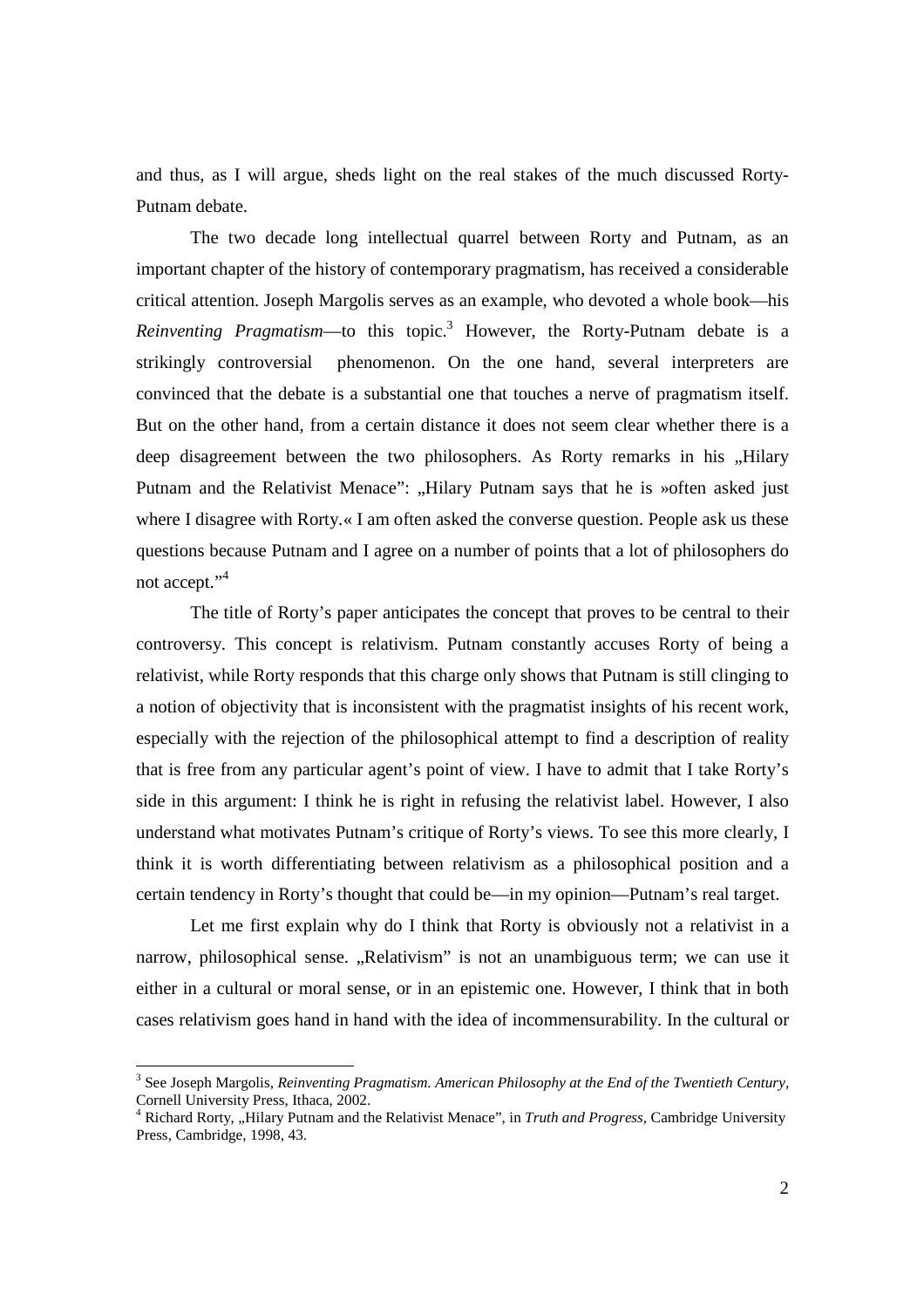and thus, as I will argue, sheds light on the real stakes of the much discussed Rorty-Putnam debate.

The two decade long intellectual quarrel between Rorty and Putnam, as an important chapter of the history of contemporary pragmatism, has received a considerable critical attention. Joseph Margolis serves as an example, who devoted a whole book—his *Reinventing Pragmatism*—to this topic.[3] However, the Rorty-Putnam debate is a strikingly controversial phenomenon. On the one hand, several interpreters are convinced that the debate is a substantial one that touches a nerve of pragmatism itself. But on the other hand, from a certain distance it does not seem clear whether there is a deep disagreement between the two philosophers. As Rorty remarks in his „Hilary Putnam and the Relativist Menace": „Hilary Putnam says that he is »often asked just where I disagree with Rorty.« I am often asked the converse question. People ask us these questions because Putnam and I agree on a number of points that a lot of philosophers do not accept."[4]

The title of Rorty's paper anticipates the concept that proves to be central to their controversy. This concept is relativism. Putnam constantly accuses Rorty of being a relativist, while Rorty responds that this charge only shows that Putnam is still clinging to a notion of objectivity that is inconsistent with the pragmatist insights of his recent work, especially with the rejection of the philosophical attempt to find a description of reality that is free from any particular agent's point of view. I have to admit that I take Rorty's side in this argument: I think he is right in refusing the relativist label. However, I also understand what motivates Putnam's critique of Rorty's views. To see this more clearly, I think it is worth differentiating between relativism as a philosophical position and a certain tendency in Rorty's thought that could be—in my opinion—Putnam's real target.

Let me first explain why do I think that Rorty is obviously not a relativist in a narrow, philosophical sense. „Relativism" is not an unambiguous term; we can use it either in a cultural or moral sense, or in an epistemic one. However, I think that in both cases relativism goes hand in hand with the idea of incommensurability. In the cultural or

---

[3] See Joseph Margolis, *Reinventing Pragmatism. American Philosophy at the End of the Twentieth Century*, Cornell University Press, Ithaca, 2002.

[4] Richard Rorty, „Hilary Putnam and the Relativist Menace", in *Truth and Progress*, Cambridge University Press, Cambridge, 1998, 43.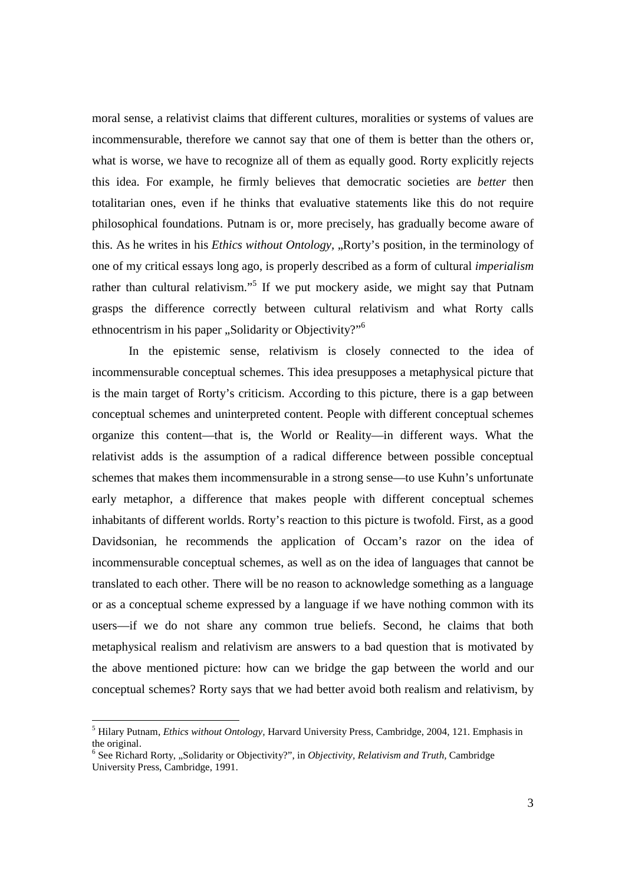moral sense, a relativist claims that different cultures, moralities or systems of values are incommensurable, therefore we cannot say that one of them is better than the others or, what is worse, we have to recognize all of them as equally good. Rorty explicitly rejects this idea. For example, he firmly believes that democratic societies are *better* then totalitarian ones, even if he thinks that evaluative statements like this do not require philosophical foundations. Putnam is or, more precisely, has gradually become aware of this. As he writes in his *Ethics without Ontology*, „Rorty's position, in the terminology of one of my critical essays long ago, is properly described as a form of cultural *imperialism* rather than cultural relativism."[5] If we put mockery aside, we might say that Putnam grasps the difference correctly between cultural relativism and what Rorty calls ethnocentrism in his paper „Solidarity or Objectivity?"[6]

In the epistemic sense, relativism is closely connected to the idea of incommensurable conceptual schemes. This idea presupposes a metaphysical picture that is the main target of Rorty's criticism. According to this picture, there is a gap between conceptual schemes and uninterpreted content. People with different conceptual schemes organize this content—that is, the World or Reality—in different ways. What the relativist adds is the assumption of a radical difference between possible conceptual schemes that makes them incommensurable in a strong sense—to use Kuhn's unfortunate early metaphor, a difference that makes people with different conceptual schemes inhabitants of different worlds. Rorty's reaction to this picture is twofold. First, as a good Davidsonian, he recommends the application of Occam's razor on the idea of incommensurable conceptual schemes, as well as on the idea of languages that cannot be translated to each other. There will be no reason to acknowledge something as a language or as a conceptual scheme expressed by a language if we have nothing common with its users—if we do not share any common true beliefs. Second, he claims that both metaphysical realism and relativism are answers to a bad question that is motivated by the above mentioned picture: how can we bridge the gap between the world and our conceptual schemes? Rorty says that we had better avoid both realism and relativism, by

---

[5] Hilary Putnam, *Ethics without Ontology*, Harvard University Press, Cambridge, 2004, 121. Emphasis in the original.

[6] See Richard Rorty, „Solidarity or Objectivity?", in *Objectivity, Relativism and Truth*, Cambridge University Press, Cambridge, 1991.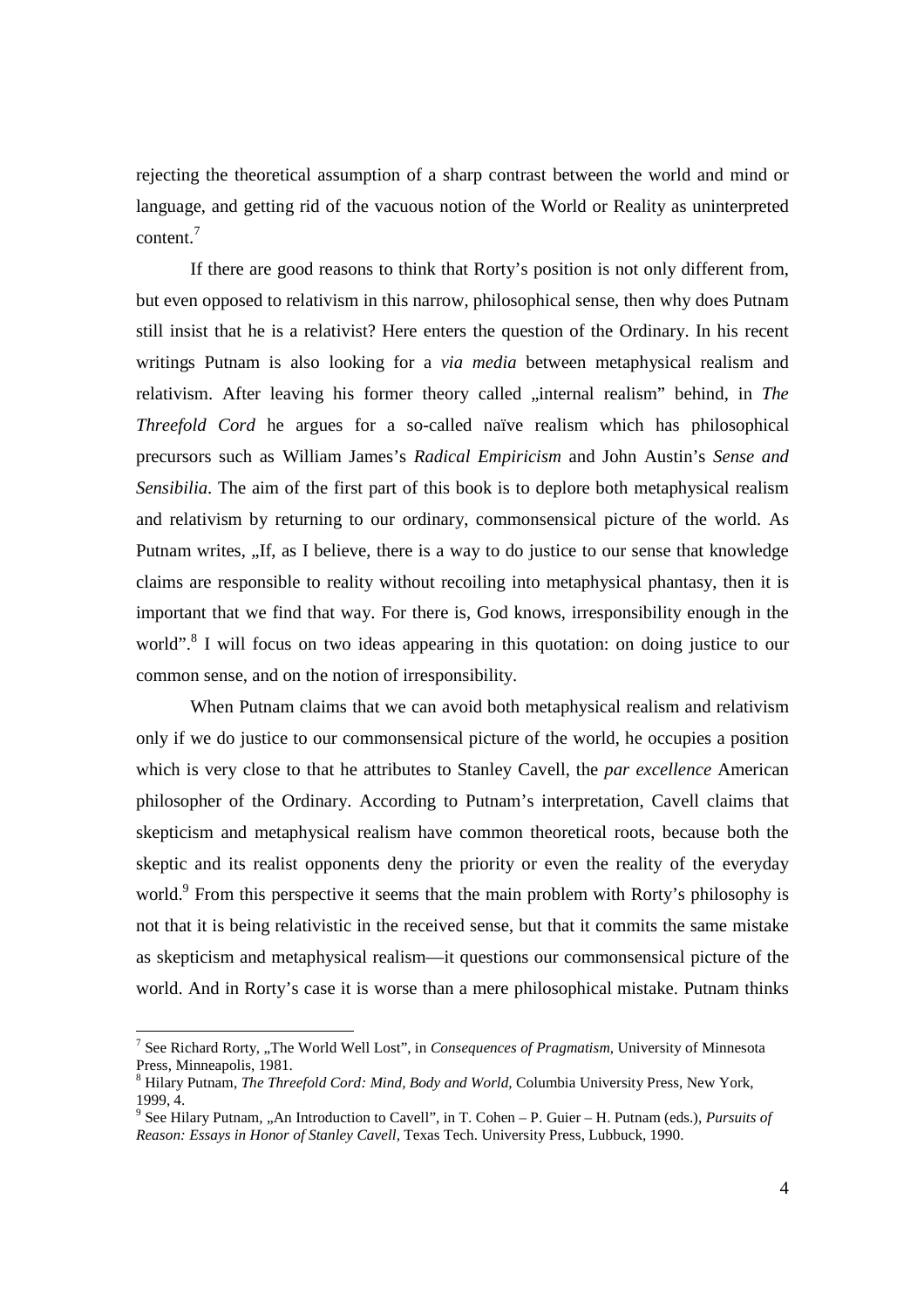rejecting the theoretical assumption of a sharp contrast between the world and mind or language, and getting rid of the vacuous notion of the World or Reality as uninterpreted content.[7]

If there are good reasons to think that Rorty's position is not only different from, but even opposed to relativism in this narrow, philosophical sense, then why does Putnam still insist that he is a relativist? Here enters the question of the Ordinary. In his recent writings Putnam is also looking for a *via media* between metaphysical realism and relativism. After leaving his former theory called „internal realism" behind, in *The Threefold Cord* he argues for a so-called naïve realism which has philosophical precursors such as William James's *Radical Empiricism* and John Austin's *Sense and Sensibilia*. The aim of the first part of this book is to deplore both metaphysical realism and relativism by returning to our ordinary, commonsensical picture of the world. As Putnam writes, „If, as I believe, there is a way to do justice to our sense that knowledge claims are responsible to reality without recoiling into metaphysical phantasy, then it is important that we find that way. For there is, God knows, irresponsibility enough in the world".[8] I will focus on two ideas appearing in this quotation: on doing justice to our common sense, and on the notion of irresponsibility.

When Putnam claims that we can avoid both metaphysical realism and relativism only if we do justice to our commonsensical picture of the world, he occupies a position which is very close to that he attributes to Stanley Cavell, the *par excellence* American philosopher of the Ordinary. According to Putnam's interpretation, Cavell claims that skepticism and metaphysical realism have common theoretical roots, because both the skeptic and its realist opponents deny the priority or even the reality of the everyday world.[9] From this perspective it seems that the main problem with Rorty's philosophy is not that it is being relativistic in the received sense, but that it commits the same mistake as skepticism and metaphysical realism—it questions our commonsensical picture of the world. And in Rorty's case it is worse than a mere philosophical mistake. Putnam thinks

---

[7] See Richard Rorty, „The World Well Lost", in *Consequences of Pragmatism,* University of Minnesota Press, Minneapolis, 1981.

[8] Hilary Putnam, *The Threefold Cord: Mind, Body and World*, Columbia University Press, New York, 1999, 4.

[9] See Hilary Putnam, „An Introduction to Cavell", in T. Cohen – P. Guier – H. Putnam (eds.), *Pursuits of Reason: Essays in Honor of Stanley Cavell,* Texas Tech. University Press, Lubbuck, 1990.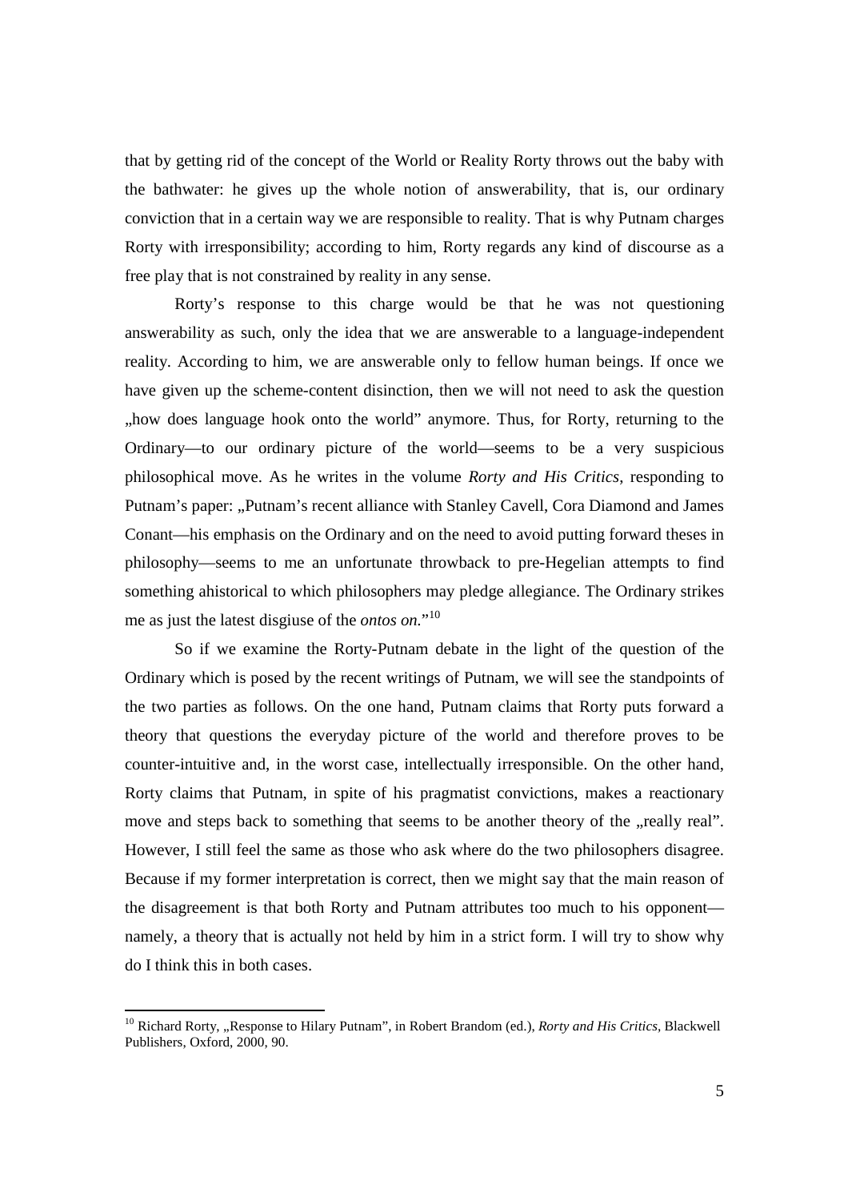that by getting rid of the concept of the World or Reality Rorty throws out the baby with the bathwater: he gives up the whole notion of answerability, that is, our ordinary conviction that in a certain way we are responsible to reality. That is why Putnam charges Rorty with irresponsibility; according to him, Rorty regards any kind of discourse as a free play that is not constrained by reality in any sense.

Rorty's response to this charge would be that he was not questioning answerability as such, only the idea that we are answerable to a language-independent reality. According to him, we are answerable only to fellow human beings. If once we have given up the scheme-content disinction, then we will not need to ask the question „how does language hook onto the world" anymore. Thus, for Rorty, returning to the Ordinary—to our ordinary picture of the world—seems to be a very suspicious philosophical move. As he writes in the volume *Rorty and His Critics*, responding to Putnam's paper: „Putnam's recent alliance with Stanley Cavell, Cora Diamond and James Conant—his emphasis on the Ordinary and on the need to avoid putting forward theses in philosophy—seems to me an unfortunate throwback to pre-Hegelian attempts to find something ahistorical to which philosophers may pledge allegiance. The Ordinary strikes me as just the latest disgiuse of the *ontos on.*"[10]

So if we examine the Rorty-Putnam debate in the light of the question of the Ordinary which is posed by the recent writings of Putnam, we will see the standpoints of the two parties as follows. On the one hand, Putnam claims that Rorty puts forward a theory that questions the everyday picture of the world and therefore proves to be counter-intuitive and, in the worst case, intellectually irresponsible. On the other hand, Rorty claims that Putnam, in spite of his pragmatist convictions, makes a reactionary move and steps back to something that seems to be another theory of the „really real". However, I still feel the same as those who ask where do the two philosophers disagree. Because if my former interpretation is correct, then we might say that the main reason of the disagreement is that both Rorty and Putnam attributes too much to his opponent—namely, a theory that is actually not held by him in a strict form. I will try to show why do I think this in both cases.

---

[10] Richard Rorty, „Response to Hilary Putnam", in Robert Brandom (ed.), *Rorty and His Critics*, Blackwell Publishers, Oxford, 2000, 90.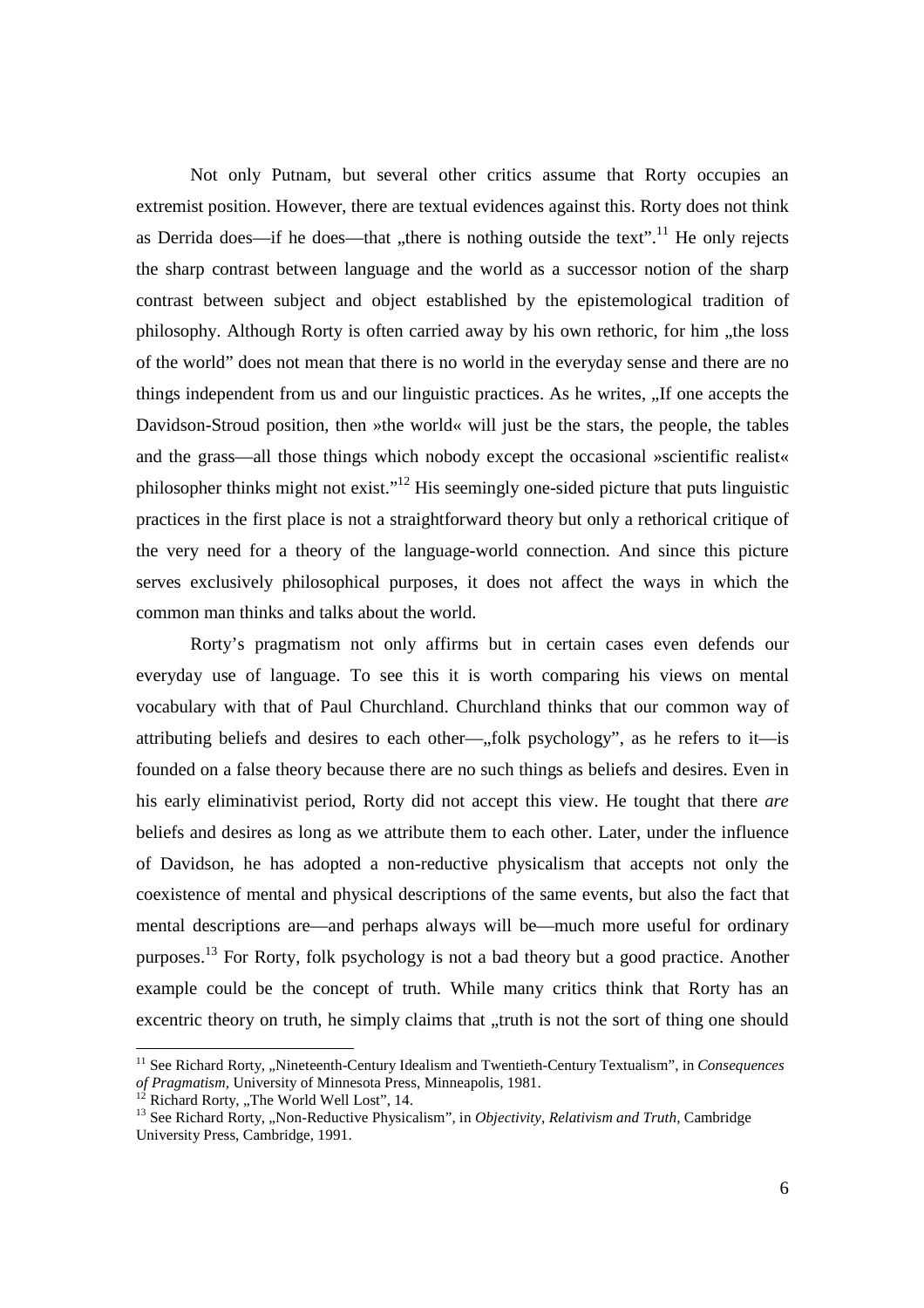Not only Putnam, but several other critics assume that Rorty occupies an extremist position. However, there are textual evidences against this. Rorty does not think as Derrida does—if he does—that „there is nothing outside the text".[11] He only rejects the sharp contrast between language and the world as a successor notion of the sharp contrast between subject and object established by the epistemological tradition of philosophy. Although Rorty is often carried away by his own rethoric, for him „the loss of the world" does not mean that there is no world in the everyday sense and there are no things independent from us and our linguistic practices. As he writes, „If one accepts the Davidson-Stroud position, then »the world« will just be the stars, the people, the tables and the grass—all those things which nobody except the occasional »scientific realist« philosopher thinks might not exist."[12] His seemingly one-sided picture that puts linguistic practices in the first place is not a straightforward theory but only a rethorical critique of the very need for a theory of the language-world connection. And since this picture serves exclusively philosophical purposes, it does not affect the ways in which the common man thinks and talks about the world.

Rorty's pragmatism not only affirms but in certain cases even defends our everyday use of language. To see this it is worth comparing his views on mental vocabulary with that of Paul Churchland. Churchland thinks that our common way of attributing beliefs and desires to each other—„folk psychology", as he refers to it—is founded on a false theory because there are no such things as beliefs and desires. Even in his early eliminativist period, Rorty did not accept this view. He tought that there *are* beliefs and desires as long as we attribute them to each other. Later, under the influence of Davidson, he has adopted a non-reductive physicalism that accepts not only the coexistence of mental and physical descriptions of the same events, but also the fact that mental descriptions are—and perhaps always will be—much more useful for ordinary purposes.[13] For Rorty, folk psychology is not a bad theory but a good practice. Another example could be the concept of truth. While many critics think that Rorty has an excentric theory on truth, he simply claims that „truth is not the sort of thing one should

---

[11] See Richard Rorty, „Nineteenth-Century Idealism and Twentieth-Century Textualism", in *Consequences of Pragmatism*, University of Minnesota Press, Minneapolis, 1981.

[12] Richard Rorty, „The World Well Lost", 14.

[13] See Richard Rorty, „Non-Reductive Physicalism", in *Objectivity, Relativism and Truth*, Cambridge University Press, Cambridge, 1991.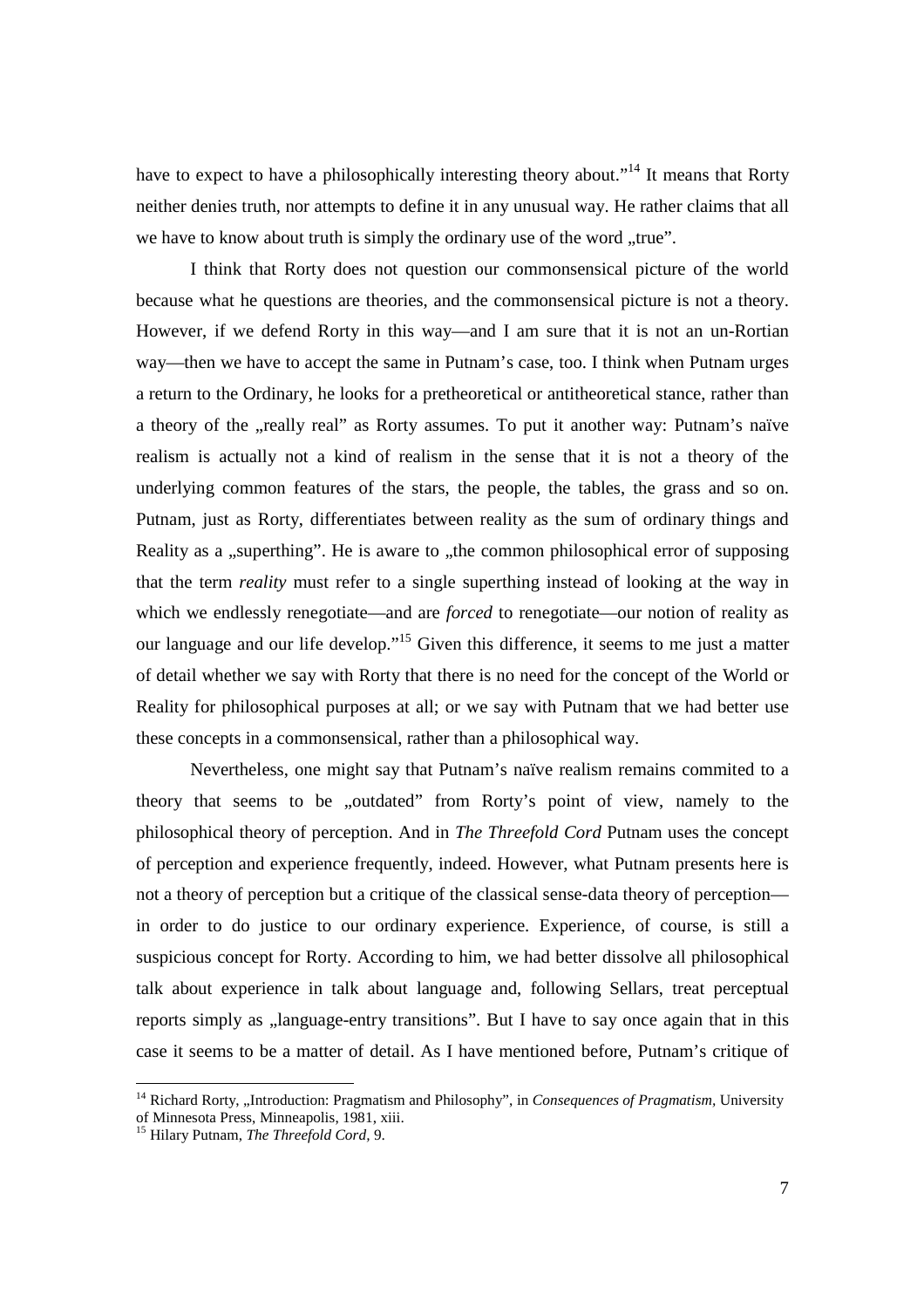have to expect to have a philosophically interesting theory about."[14] It means that Rorty neither denies truth, nor attempts to define it in any unusual way. He rather claims that all we have to know about truth is simply the ordinary use of the word „true".

I think that Rorty does not question our commonsensical picture of the world because what he questions are theories, and the commonsensical picture is not a theory. However, if we defend Rorty in this way—and I am sure that it is not an un-Rortian way—then we have to accept the same in Putnam's case, too. I think when Putnam urges a return to the Ordinary, he looks for a pretheoretical or antitheoretical stance, rather than a theory of the „really real" as Rorty assumes. To put it another way: Putnam's naïve realism is actually not a kind of realism in the sense that it is not a theory of the underlying common features of the stars, the people, the tables, the grass and so on. Putnam, just as Rorty, differentiates between reality as the sum of ordinary things and Reality as a „superthing". He is aware to „the common philosophical error of supposing that the term *reality* must refer to a single superthing instead of looking at the way in which we endlessly renegotiate—and are *forced* to renegotiate—our notion of reality as our language and our life develop."[15] Given this difference, it seems to me just a matter of detail whether we say with Rorty that there is no need for the concept of the World or Reality for philosophical purposes at all; or we say with Putnam that we had better use these concepts in a commonsensical, rather than a philosophical way.

Nevertheless, one might say that Putnam's naïve realism remains commited to a theory that seems to be „outdated" from Rorty's point of view, namely to the philosophical theory of perception. And in *The Threefold Cord* Putnam uses the concept of perception and experience frequently, indeed. However, what Putnam presents here is not a theory of perception but a critique of the classical sense-data theory of perception—in order to do justice to our ordinary experience. Experience, of course, is still a suspicious concept for Rorty. According to him, we had better dissolve all philosophical talk about experience in talk about language and, following Sellars, treat perceptual reports simply as „language-entry transitions". But I have to say once again that in this case it seems to be a matter of detail. As I have mentioned before, Putnam's critique of

[14] Richard Rorty, „Introduction: Pragmatism and Philosophy", in *Consequences of Pragmatism*, University of Minnesota Press, Minneapolis, 1981, xiii.

[15] Hilary Putnam, *The Threefold Cord*, 9.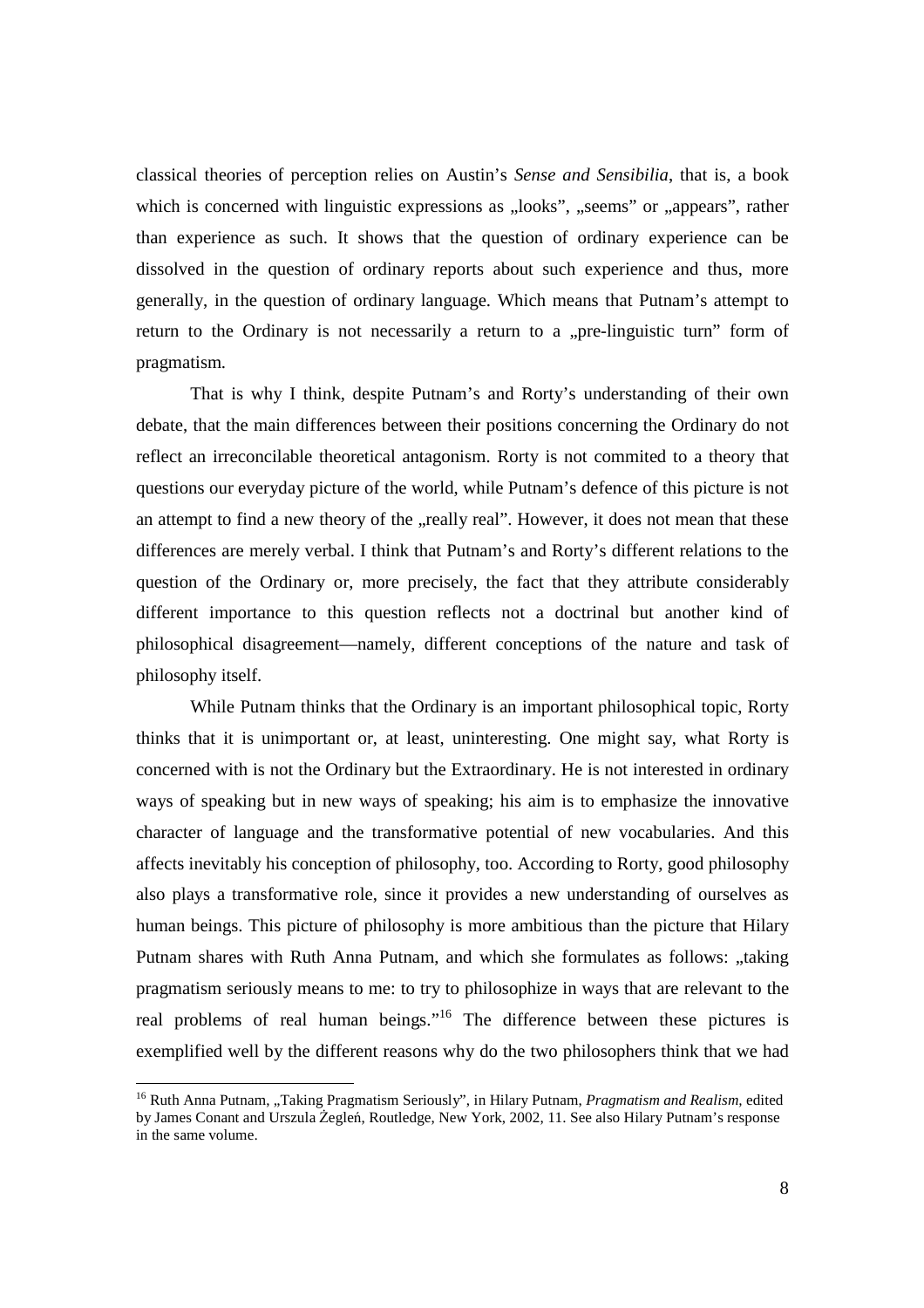classical theories of perception relies on Austin's *Sense and Sensibilia*, that is, a book which is concerned with linguistic expressions as „looks", „seems" or „appears", rather than experience as such. It shows that the question of ordinary experience can be dissolved in the question of ordinary reports about such experience and thus, more generally, in the question of ordinary language. Which means that Putnam's attempt to return to the Ordinary is not necessarily a return to a „pre-linguistic turn" form of pragmatism.

That is why I think, despite Putnam's and Rorty's understanding of their own debate, that the main differences between their positions concerning the Ordinary do not reflect an irreconcilable theoretical antagonism. Rorty is not commited to a theory that questions our everyday picture of the world, while Putnam's defence of this picture is not an attempt to find a new theory of the „really real". However, it does not mean that these differences are merely verbal. I think that Putnam's and Rorty's different relations to the question of the Ordinary or, more precisely, the fact that they attribute considerably different importance to this question reflects not a doctrinal but another kind of philosophical disagreement—namely, different conceptions of the nature and task of philosophy itself.

While Putnam thinks that the Ordinary is an important philosophical topic, Rorty thinks that it is unimportant or, at least, uninteresting. One might say, what Rorty is concerned with is not the Ordinary but the Extraordinary. He is not interested in ordinary ways of speaking but in new ways of speaking; his aim is to emphasize the innovative character of language and the transformative potential of new vocabularies. And this affects inevitably his conception of philosophy, too. According to Rorty, good philosophy also plays a transformative role, since it provides a new understanding of ourselves as human beings. This picture of philosophy is more ambitious than the picture that Hilary Putnam shares with Ruth Anna Putnam, and which she formulates as follows: „taking pragmatism seriously means to me: to try to philosophize in ways that are relevant to the real problems of real human beings."[16] The difference between these pictures is exemplified well by the different reasons why do the two philosophers think that we had

---

[16] Ruth Anna Putnam, „Taking Pragmatism Seriously", in Hilary Putnam, *Pragmatism and Realism*, edited by James Conant and Urszula Żegleń, Routledge, New York, 2002, 11. See also Hilary Putnam's response in the same volume.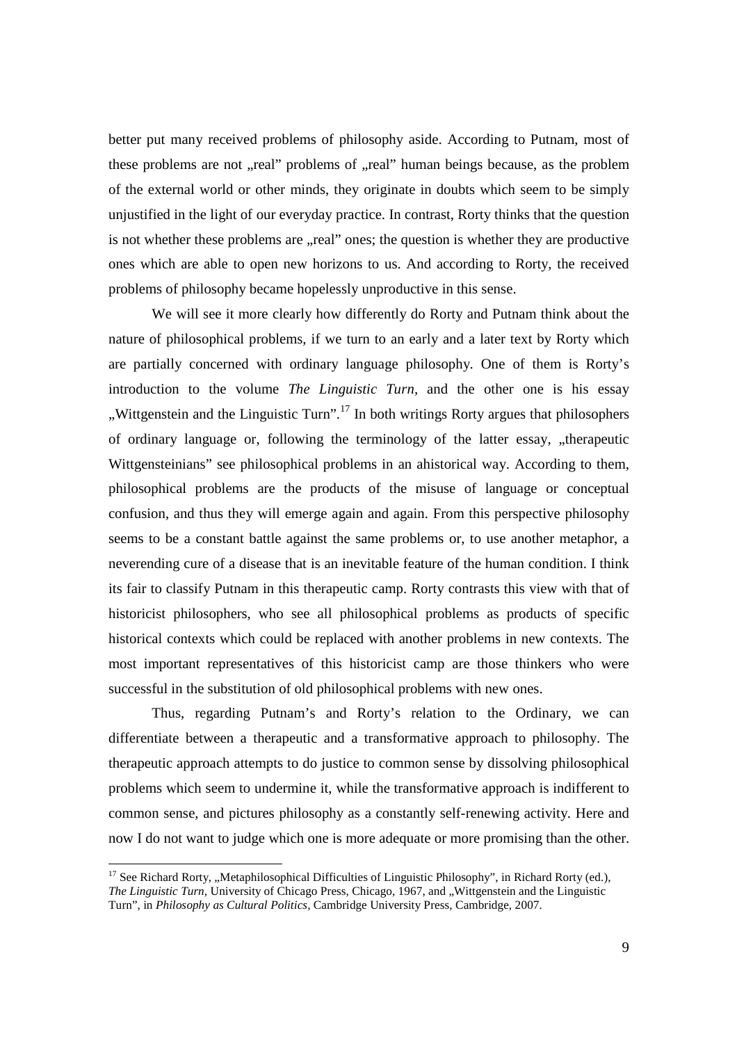better put many received problems of philosophy aside. According to Putnam, most of these problems are not „real" problems of „real" human beings because, as the problem of the external world or other minds, they originate in doubts which seem to be simply unjustified in the light of our everyday practice. In contrast, Rorty thinks that the question is not whether these problems are „real" ones; the question is whether they are productive ones which are able to open new horizons to us. And according to Rorty, the received problems of philosophy became hopelessly unproductive in this sense.

We will see it more clearly how differently do Rorty and Putnam think about the nature of philosophical problems, if we turn to an early and a later text by Rorty which are partially concerned with ordinary language philosophy. One of them is Rorty's introduction to the volume *The Linguistic Turn*, and the other one is his essay „Wittgenstein and the Linguistic Turn".[17] In both writings Rorty argues that philosophers of ordinary language or, following the terminology of the latter essay, „therapeutic Wittgensteinians" see philosophical problems in an ahistorical way. According to them, philosophical problems are the products of the misuse of language or conceptual confusion, and thus they will emerge again and again. From this perspective philosophy seems to be a constant battle against the same problems or, to use another metaphor, a neverending cure of a disease that is an inevitable feature of the human condition. I think its fair to classify Putnam in this therapeutic camp. Rorty contrasts this view with that of historicist philosophers, who see all philosophical problems as products of specific historical contexts which could be replaced with another problems in new contexts. The most important representatives of this historicist camp are those thinkers who were successful in the substitution of old philosophical problems with new ones.

Thus, regarding Putnam's and Rorty's relation to the Ordinary, we can differentiate between a therapeutic and a transformative approach to philosophy. The therapeutic approach attempts to do justice to common sense by dissolving philosophical problems which seem to undermine it, while the transformative approach is indifferent to common sense, and pictures philosophy as a constantly self-renewing activity. Here and now I do not want to judge which one is more adequate or more promising than the other.

[17] See Richard Rorty, „Metaphilosophical Difficulties of Linguistic Philosophy", in Richard Rorty (ed.), *The Linguistic Turn*, University of Chicago Press, Chicago, 1967, and „Wittgenstein and the Linguistic Turn", in *Philosophy as Cultural Politics*, Cambridge University Press, Cambridge, 2007.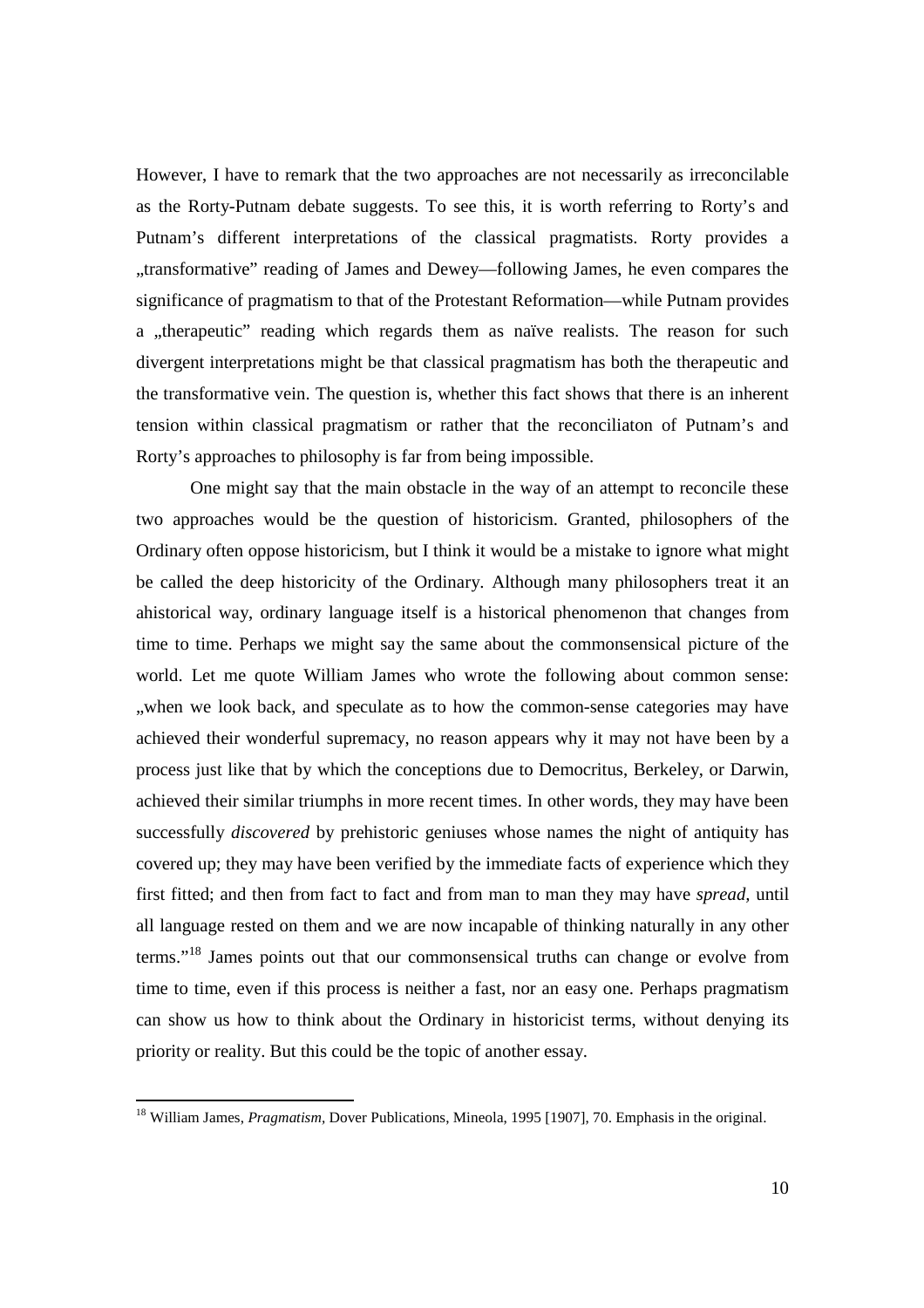However, I have to remark that the two approaches are not necessarily as irreconcilable as the Rorty-Putnam debate suggests. To see this, it is worth referring to Rorty's and Putnam's different interpretations of the classical pragmatists. Rorty provides a „transformative" reading of James and Dewey—following James, he even compares the significance of pragmatism to that of the Protestant Reformation—while Putnam provides a „therapeutic" reading which regards them as naïve realists. The reason for such divergent interpretations might be that classical pragmatism has both the therapeutic and the transformative vein. The question is, whether this fact shows that there is an inherent tension within classical pragmatism or rather that the reconciliaton of Putnam's and Rorty's approaches to philosophy is far from being impossible.

One might say that the main obstacle in the way of an attempt to reconcile these two approaches would be the question of historicism. Granted, philosophers of the Ordinary often oppose historicism, but I think it would be a mistake to ignore what might be called the deep historicity of the Ordinary. Although many philosophers treat it an ahistorical way, ordinary language itself is a historical phenomenon that changes from time to time. Perhaps we might say the same about the commonsensical picture of the world. Let me quote William James who wrote the following about common sense: „when we look back, and speculate as to how the common-sense categories may have achieved their wonderful supremacy, no reason appears why it may not have been by a process just like that by which the conceptions due to Democritus, Berkeley, or Darwin, achieved their similar triumphs in more recent times. In other words, they may have been successfully *discovered* by prehistoric geniuses whose names the night of antiquity has covered up; they may have been verified by the immediate facts of experience which they first fitted; and then from fact to fact and from man to man they may have *spread*, until all language rested on them and we are now incapable of thinking naturally in any other terms."[18] James points out that our commonsensical truths can change or evolve from time to time, even if this process is neither a fast, nor an easy one. Perhaps pragmatism can show us how to think about the Ordinary in historicist terms, without denying its priority or reality. But this could be the topic of another essay.

---

[18] William James, *Pragmatism*, Dover Publications, Mineola, 1995 [1907], 70. Emphasis in the original.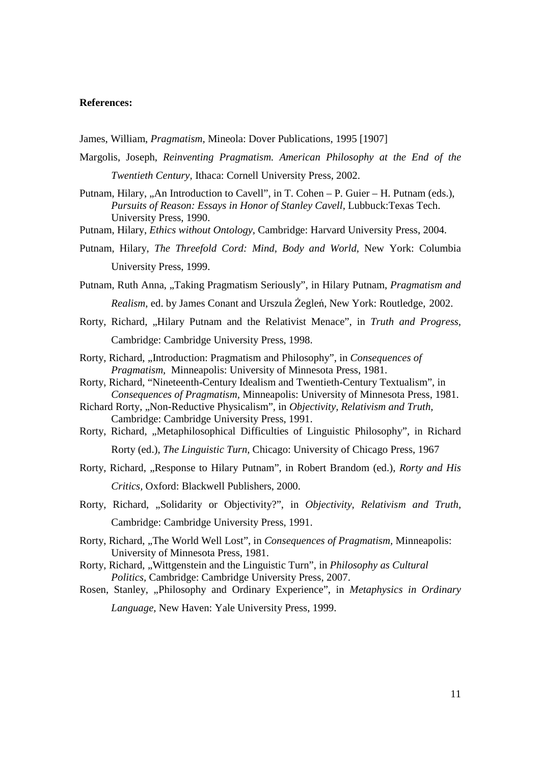**References:**

James, William, *Pragmatism,* Mineola: Dover Publications, 1995 [1907]

Margolis, Joseph, *Reinventing Pragmatism. American Philosophy at the End of the Twentieth Century*, Ithaca: Cornell University Press, 2002.

Putnam, Hilary, „An Introduction to Cavell", in T. Cohen – P. Guier – H. Putnam (eds.), *Pursuits of Reason: Essays in Honor of Stanley Cavell*, Lubbuck:Texas Tech. University Press, 1990.

Putnam, Hilary, *Ethics without Ontology*, Cambridge: Harvard University Press, 2004.

Putnam, Hilary, *The Threefold Cord: Mind, Body and World,* New York: Columbia University Press, 1999.

Putnam, Ruth Anna, „Taking Pragmatism Seriously", in Hilary Putnam, *Pragmatism and Realism,* ed. by James Conant and Urszula Żegleń, New York: Routledge, 2002.

Rorty, Richard, „Hilary Putnam and the Relativist Menace", in *Truth and Progress*, Cambridge: Cambridge University Press, 1998.

Rorty, Richard, „Introduction: Pragmatism and Philosophy", in *Consequences of Pragmatism,* Minneapolis: University of Minnesota Press, 1981.

Rorty, Richard, "Nineteenth-Century Idealism and Twentieth-Century Textualism", in *Consequences of Pragmatism*, Minneapolis: University of Minnesota Press, 1981.

Richard Rorty, „Non-Reductive Physicalism", in *Objectivity, Relativism and Truth,* Cambridge: Cambridge University Press, 1991.

Rorty, Richard, „Metaphilosophical Difficulties of Linguistic Philosophy", in Richard Rorty (ed.), *The Linguistic Turn*, Chicago: University of Chicago Press, 1967

Rorty, Richard, „Response to Hilary Putnam", in Robert Brandom (ed.), *Rorty and His Critics,* Oxford: Blackwell Publishers, 2000.

Rorty, Richard, „Solidarity or Objectivity?", in *Objectivity, Relativism and Truth*, Cambridge: Cambridge University Press, 1991.

Rorty, Richard, „The World Well Lost", in *Consequences of Pragmatism*, Minneapolis: University of Minnesota Press, 1981.

Rorty, Richard, „Wittgenstein and the Linguistic Turn", in *Philosophy as Cultural Politics,* Cambridge: Cambridge University Press, 2007.

Rosen, Stanley, „Philosophy and Ordinary Experience", in *Metaphysics in Ordinary Language,* New Haven: Yale University Press, 1999.